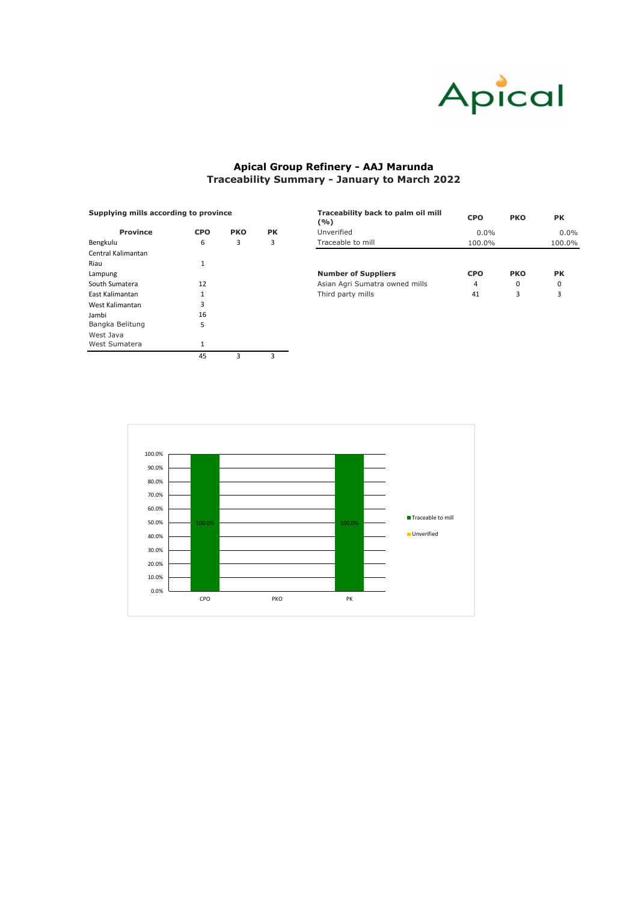# Apical Group Refinery - AAJ Marunda

## Traceability Summary - January to March 2022

**Supplying mills according to province**

| Province | CPO | PKO | PK |
|---|---|---|---|
| Bengkulu | 6 | 3 | 3 |
| Central Kalimantan | | | |
| Riau | 1 | | |
| Lampung | | | |
| South Sumatera | 12 | | |
| East Kalimantan | 1 | | |
| West Kalimantan | 3 | | |
| Jambi | 16 | | |
| Bangka Belitung | 5 | | |
| West Java | | | |
| West Sumatera | 1 | | |
| | 45 | 3 | 3 |

| **Traceability back to palm oil mill (%)** | **CPO** | **PKO** | **PK** |
|---|---|---|---|
| Unverified | 0.0% | | 0.0% |
| Traceable to mill | 100.0% | | 100.0% |

| **Number of Suppliers** | **CPO** | **PKO** | **PK** |
|---|---|---|---|
| Asian Agri Sumatra owned mills | 4 | 0 | 0 |
| Third party mills | 41 | 3 | 3 |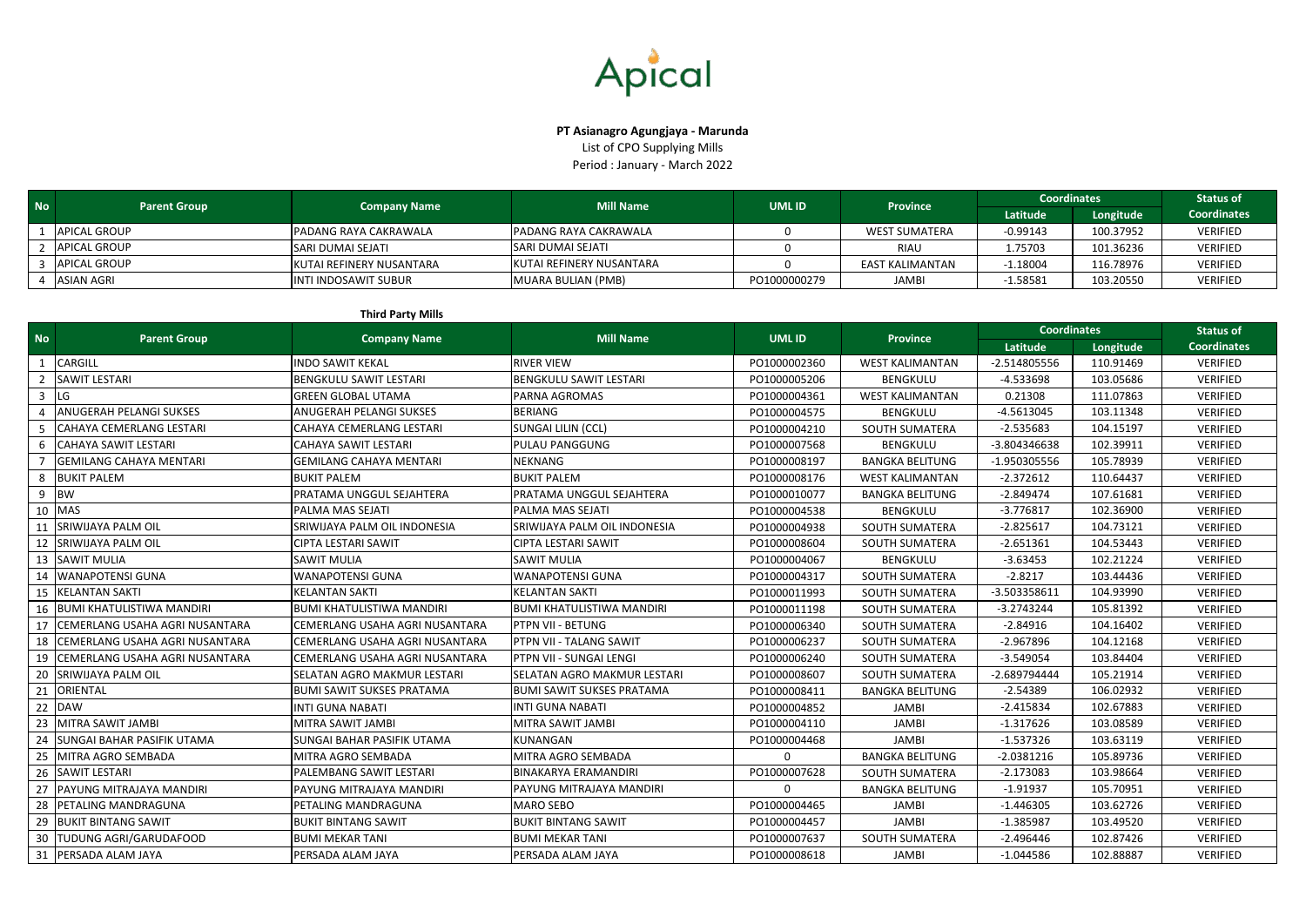Apical

**PT Asianagro Agungjaya - Marunda**

List of CPO Supplying Mills

Period : January - March 2022

| No | Parent Group | Company Name | Mill Name | UML ID | Province | Coordinates | | Status of Coordinates |
|---|---|---|---|---|---|---|---|---|
| | | | | | | Latitude | Longitude | |
| 1 | APICAL GROUP | PADANG RAYA CAKRAWALA | PADANG RAYA CAKRAWALA | 0 | WEST SUMATERA | -0.99143 | 100.37952 | VERIFIED |
| 2 | APICAL GROUP | SARI DUMAI SEJATI | SARI DUMAI SEJATI | 0 | RIAU | 1.75703 | 101.36236 | VERIFIED |
| 3 | APICAL GROUP | KUTAI REFINERY NUSANTARA | KUTAI REFINERY NUSANTARA | 0 | EAST KALIMANTAN | -1.18004 | 116.78976 | VERIFIED |
| 4 | ASIAN AGRI | INTI INDOSAWIT SUBUR | MUARA BULIAN (PMB) | PO1000000279 | JAMBI | -1.58581 | 103.20550 | VERIFIED |

**Third Party Mills**

| No | Parent Group | Company Name | Mill Name | UML ID | Province | Coordinates | | Status of Coordinates |
|---|---|---|---|---|---|---|---|---|
| | | | | | | Latitude | Longitude | |
| 1 | CARGILL | INDO SAWIT KEKAL | RIVER VIEW | PO1000002360 | WEST KALIMANTAN | -2.514805556 | 110.91469 | VERIFIED |
| 2 | SAWIT LESTARI | BENGKULU SAWIT LESTARI | BENGKULU SAWIT LESTARI | PO1000005206 | BENGKULU | -4.533698 | 103.05686 | VERIFIED |
| 3 | LG | GREEN GLOBAL UTAMA | PARNA AGROMAS | PO1000004361 | WEST KALIMANTAN | 0.21308 | 111.07863 | VERIFIED |
| 4 | ANUGERAH PELANGI SUKSES | ANUGERAH PELANGI SUKSES | BERIANG | PO1000004575 | BENGKULU | -4.5613045 | 103.11348 | VERIFIED |
| 5 | CAHAYA CEMERLANG LESTARI | CAHAYA CEMERLANG LESTARI | SUNGAI LILIN (CCL) | PO1000004210 | SOUTH SUMATERA | -2.535683 | 104.15197 | VERIFIED |
| 6 | CAHAYA SAWIT LESTARI | CAHAYA SAWIT LESTARI | PULAU PANGGUNG | PO1000007568 | BENGKULU | -3.804346638 | 102.39911 | VERIFIED |
| 7 | GEMILANG CAHAYA MENTARI | GEMILANG CAHAYA MENTARI | NEKNANG | PO1000008197 | BANGKA BELITUNG | -1.950305556 | 105.78939 | VERIFIED |
| 8 | BUKIT PALEM | BUKIT PALEM | BUKIT PALEM | PO1000008176 | WEST KALIMANTAN | -2.372612 | 110.64437 | VERIFIED |
| 9 | BW | PRATAMA UNGGUL SEJAHTERA | PRATAMA UNGGUL SEJAHTERA | PO1000010077 | BANGKA BELITUNG | -2.849474 | 107.61681 | VERIFIED |
| 10 | MAS | PALMA MAS SEJATI | PALMA MAS SEJATI | PO1000004538 | BENGKULU | -3.776817 | 102.36900 | VERIFIED |
| 11 | SRIWIJAYA PALM OIL | SRIWIJAYA PALM OIL INDONESIA | SRIWIJAYA PALM OIL INDONESIA | PO1000004938 | SOUTH SUMATERA | -2.825617 | 104.73121 | VERIFIED |
| 12 | SRIWIJAYA PALM OIL | CIPTA LESTARI SAWIT | CIPTA LESTARI SAWIT | PO1000008604 | SOUTH SUMATERA | -2.651361 | 104.53443 | VERIFIED |
| 13 | SAWIT MULIA | SAWIT MULIA | SAWIT MULIA | PO1000004067 | BENGKULU | -3.63453 | 102.21224 | VERIFIED |
| 14 | WANAPOTENSI GUNA | WANAPOTENSI GUNA | WANAPOTENSI GUNA | PO1000004317 | SOUTH SUMATERA | -2.8217 | 103.44436 | VERIFIED |
| 15 | KELANTAN SAKTI | KELANTAN SAKTI | KELANTAN SAKTI | PO1000011993 | SOUTH SUMATERA | -3.503358611 | 104.93990 | VERIFIED |
| 16 | BUMI KHATULISTIWA MANDIRI | BUMI KHATULISTIWA MANDIRI | BUMI KHATULISTIWA MANDIRI | PO1000011198 | SOUTH SUMATERA | -3.2743244 | 105.81392 | VERIFIED |
| 17 | CEMERLANG USAHA AGRI NUSANTARA | CEMERLANG USAHA AGRI NUSANTARA | PTPN VII - BETUNG | PO1000006340 | SOUTH SUMATERA | -2.84916 | 104.16402 | VERIFIED |
| 18 | CEMERLANG USAHA AGRI NUSANTARA | CEMERLANG USAHA AGRI NUSANTARA | PTPN VII - TALANG SAWIT | PO1000006237 | SOUTH SUMATERA | -2.967896 | 104.12168 | VERIFIED |
| 19 | CEMERLANG USAHA AGRI NUSANTARA | CEMERLANG USAHA AGRI NUSANTARA | PTPN VII - SUNGAI LENGI | PO1000006240 | SOUTH SUMATERA | -3.549054 | 103.84404 | VERIFIED |
| 20 | SRIWIJAYA PALM OIL | SELATAN AGRO MAKMUR LESTARI | SELATAN AGRO MAKMUR LESTARI | PO1000008607 | SOUTH SUMATERA | -2.689794444 | 105.21914 | VERIFIED |
| 21 | ORIENTAL | BUMI SAWIT SUKSES PRATAMA | BUMI SAWIT SUKSES PRATAMA | PO1000008411 | BANGKA BELITUNG | -2.54389 | 106.02932 | VERIFIED |
| 22 | DAW | INTI GUNA NABATI | INTI GUNA NABATI | PO1000004852 | JAMBI | -2.415834 | 102.67883 | VERIFIED |
| 23 | MITRA SAWIT JAMBI | MITRA SAWIT JAMBI | MITRA SAWIT JAMBI | PO1000004110 | JAMBI | -1.317626 | 103.08589 | VERIFIED |
| 24 | SUNGAI BAHAR PASIFIK UTAMA | SUNGAI BAHAR PASIFIK UTAMA | KUNANGAN | PO1000004468 | JAMBI | -1.537326 | 103.63119 | VERIFIED |
| 25 | MITRA AGRO SEMBADA | MITRA AGRO SEMBADA | MITRA AGRO SEMBADA | 0 | BANGKA BELITUNG | -2.0381216 | 105.89736 | VERIFIED |
| 26 | SAWIT LESTARI | PALEMBANG SAWIT LESTARI | BINAKARYA ERAMANDIRI | PO1000007628 | SOUTH SUMATERA | -2.173083 | 103.98664 | VERIFIED |
| 27 | PAYUNG MITRAJAYA MANDIRI | PAYUNG MITRAJAYA MANDIRI | PAYUNG MITRAJAYA MANDIRI | 0 | BANGKA BELITUNG | -1.91937 | 105.70951 | VERIFIED |
| 28 | PETALING MANDRAGUNA | PETALING MANDRAGUNA | MARO SEBO | PO1000004465 | JAMBI | -1.446305 | 103.62726 | VERIFIED |
| 29 | BUKIT BINTANG SAWIT | BUKIT BINTANG SAWIT | BUKIT BINTANG SAWIT | PO1000004457 | JAMBI | -1.385987 | 103.49520 | VERIFIED |
| 30 | TUDUNG AGRI/GARUDAFOOD | BUMI MEKAR TANI | BUMI MEKAR TANI | PO1000007637 | SOUTH SUMATERA | -2.496446 | 102.87426 | VERIFIED |
| 31 | PERSADA ALAM JAYA | PERSADA ALAM JAYA | PERSADA ALAM JAYA | PO1000008618 | JAMBI | -1.044586 | 102.88887 | VERIFIED |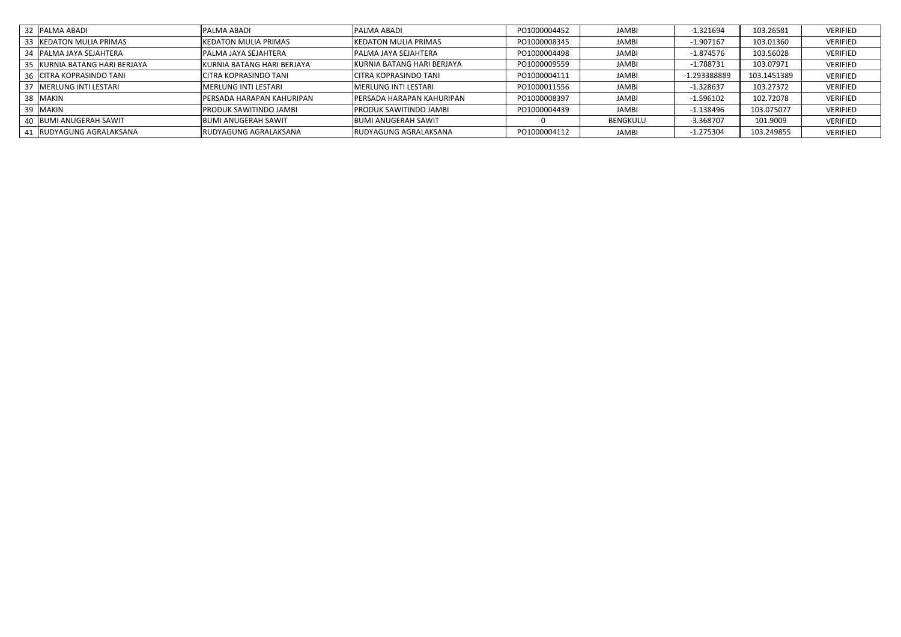| | | | | | | | | |
|---|---|---|---|---|---|---|---|---|
| 32 | PALMA ABADI | PALMA ABADI | PALMA ABADI | PO1000004452 | JAMBI | -1.321694 | 103.26581 | VERIFIED |
| 33 | KEDATON MULIA PRIMAS | KEDATON MULIA PRIMAS | KEDATON MULIA PRIMAS | PO1000008345 | JAMBI | -1.907167 | 103.01360 | VERIFIED |
| 34 | PALMA JAYA SEJAHTERA | PALMA JAYA SEJAHTERA | PALMA JAYA SEJAHTERA | PO1000004498 | JAMBI | -1.874576 | 103.56028 | VERIFIED |
| 35 | KURNIA BATANG HARI BERJAYA | KURNIA BATANG HARI BERJAYA | KURNIA BATANG HARI BERJAYA | PO1000009559 | JAMBI | -1.788731 | 103.07971 | VERIFIED |
| 36 | CITRA KOPRASINDO TANI | CITRA KOPRASINDO TANI | CITRA KOPRASINDO TANI | PO1000004111 | JAMBI | -1.293388889 | 103.1451389 | VERIFIED |
| 37 | MERLUNG INTI LESTARI | MERLUNG INTI LESTARI | MERLUNG INTI LESTARI | PO1000011556 | JAMBI | -1.328637 | 103.27372 | VERIFIED |
| 38 | MAKIN | PERSADA HARAPAN KAHURIPAN | PERSADA HARAPAN KAHURIPAN | PO1000008397 | JAMBI | -1.596102 | 102.72078 | VERIFIED |
| 39 | MAKIN | PRODUK SAWITINDO JAMBI | PRODUK SAWITINDO JAMBI | PO1000004439 | JAMBI | -1.138496 | 103.075077 | VERIFIED |
| 40 | BUMI ANUGERAH SAWIT | BUMI ANUGERAH SAWIT | BUMI ANUGERAH SAWIT | 0 | BENGKULU | -3.368707 | 101.9009 | VERIFIED |
| 41 | RUDYAGUNG AGRALAKSANA | RUDYAGUNG AGRALAKSANA | RUDYAGUNG AGRALAKSANA | PO1000004112 | JAMBI | -1.275304 | 103.249855 | VERIFIED |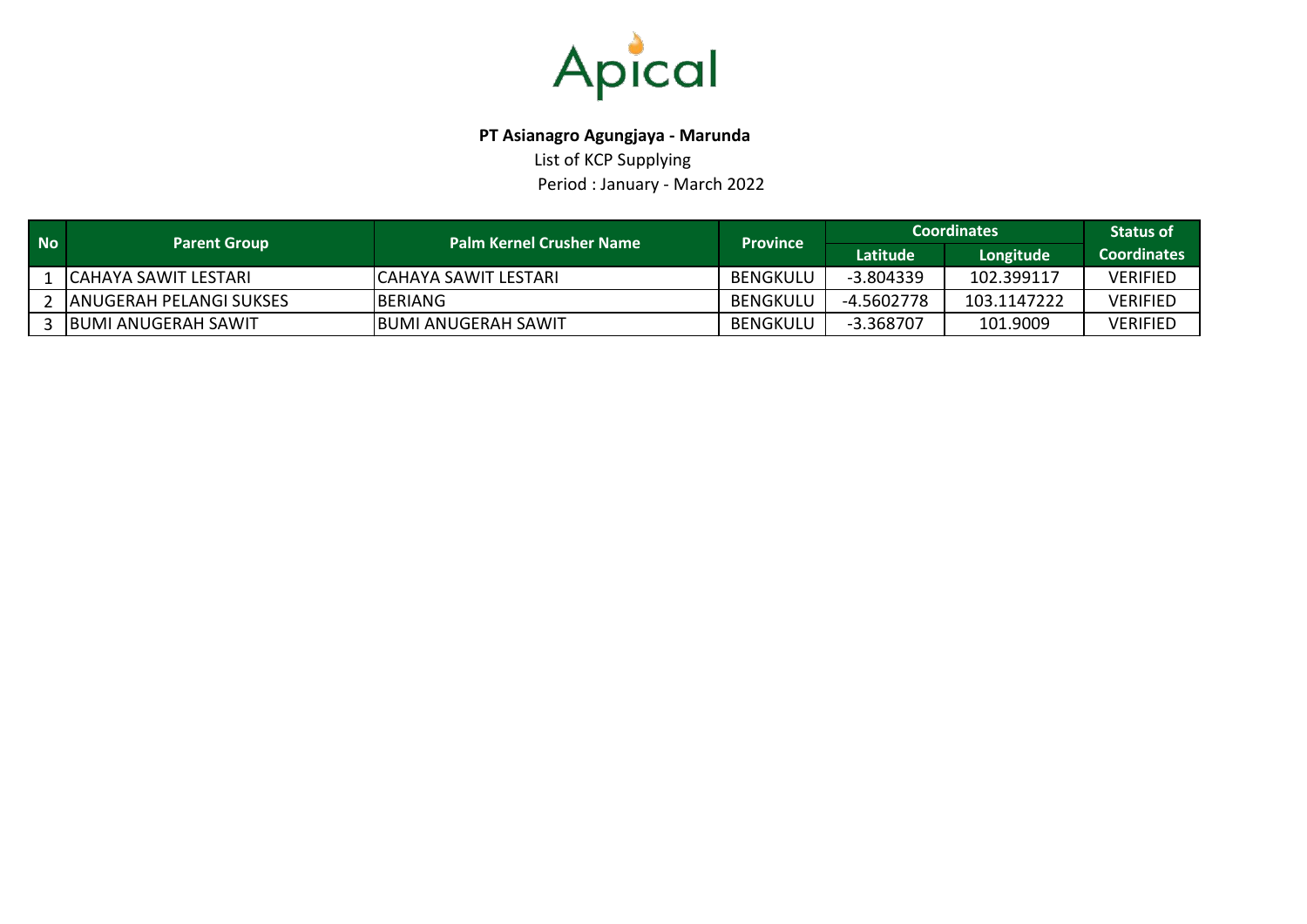Apical

**PT Asianagro Agungjaya - Marunda**

List of KCP Supplying

Period : January - March 2022

| No | Parent Group | Palm Kernel Crusher Name | Province | Coordinates | | Status of Coordinates |
|---|---|---|---|---|---|---|
| | | | | Latitude | Longitude | |
| 1 | CAHAYA SAWIT LESTARI | CAHAYA SAWIT LESTARI | BENGKULU | -3.804339 | 102.399117 | VERIFIED |
| 2 | ANUGERAH PELANGI SUKSES | BERIANG | BENGKULU | -4.5602778 | 103.1147222 | VERIFIED |
| 3 | BUMI ANUGERAH SAWIT | BUMI ANUGERAH SAWIT | BENGKULU | -3.368707 | 101.9009 | VERIFIED |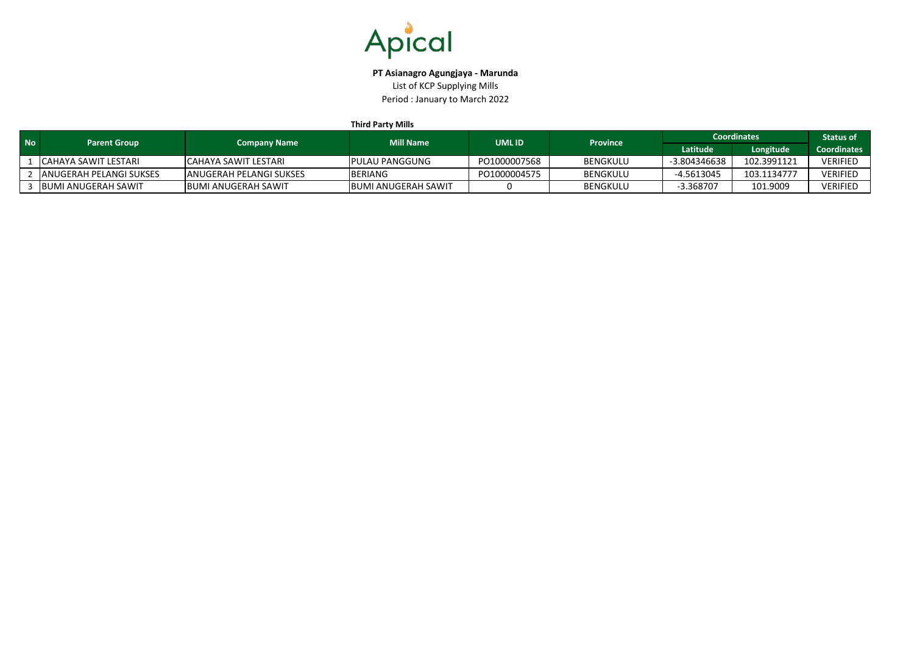Apical

**PT Asianagro Agungjaya - Marunda**

List of KCP Supplying Mills

Period : January to March 2022

**Third Party Mills**

| No | Parent Group | Company Name | Mill Name | UML ID | Province | Coordinates | | Status of Coordinates |
|---|---|---|---|---|---|---|---|---|
| | | | | | | Latitude | Longitude | |
| 1 | CAHAYA SAWIT LESTARI | CAHAYA SAWIT LESTARI | PULAU PANGGUNG | PO1000007568 | BENGKULU | -3.804346638 | 102.3991121 | VERIFIED |
| 2 | ANUGERAH PELANGI SUKSES | ANUGERAH PELANGI SUKSES | BERIANG | PO1000004575 | BENGKULU | -4.5613045 | 103.1134777 | VERIFIED |
| 3 | BUMI ANUGERAH SAWIT | BUMI ANUGERAH SAWIT | BUMI ANUGERAH SAWIT | 0 | BENGKULU | -3.368707 | 101.9009 | VERIFIED |